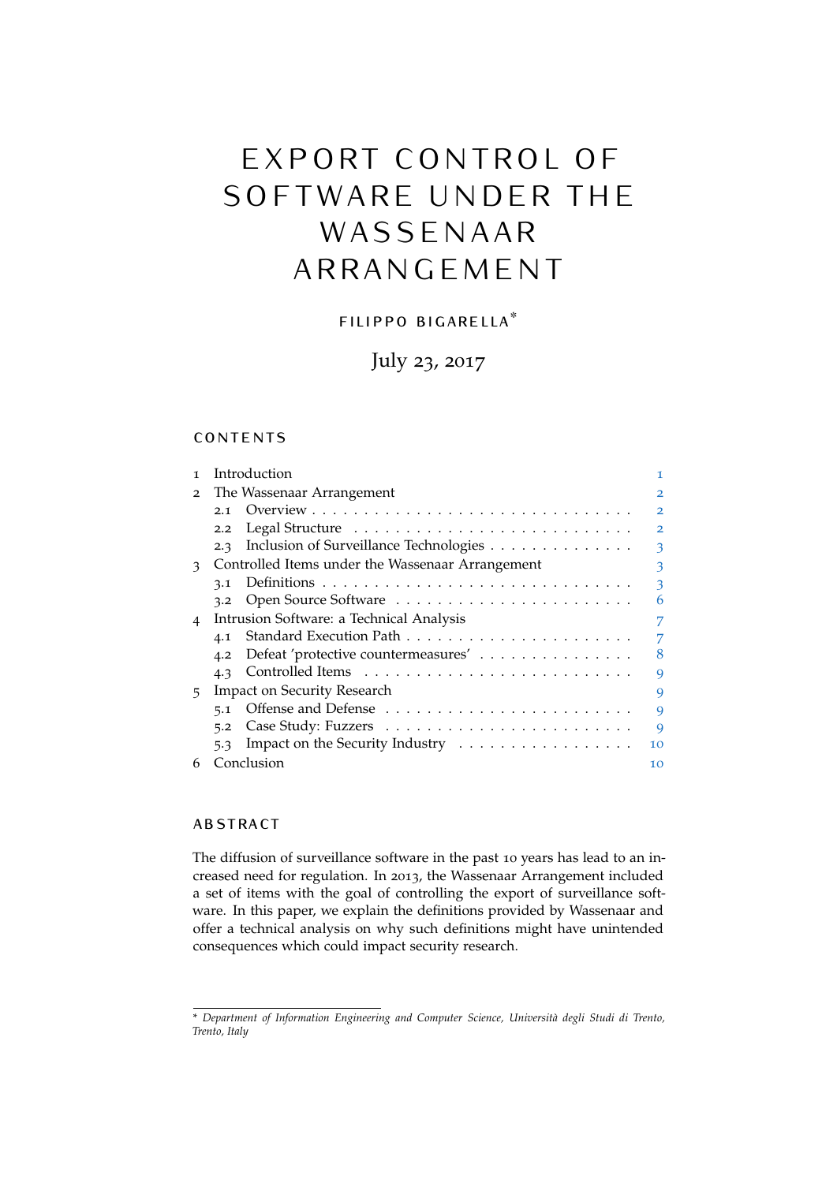# EXPORT CONTROL OF SOFTWARE UNDER THE WASSENAAR ARRANGEMENT

FILIPPO BIGARELLA*

July 23, 2017

## CONTENTS

| | | |
|---|---|---|
| 1 | Introduction | 1 |
| 2 | The Wassenaar Arrangement | 2 |
| | 2.1 Overview | 2 |
| | 2.2 Legal Structure | 2 |
| | 2.3 Inclusion of Surveillance Technologies | 3 |
| 3 | Controlled Items under the Wassenaar Arrangement | 3 |
| | 3.1 Definitions | 3 |
| | 3.2 Open Source Software | 6 |
| 4 | Intrusion Software: a Technical Analysis | 7 |
| | 4.1 Standard Execution Path | 7 |
| | 4.2 Defeat 'protective countermeasures' | 8 |
| | 4.3 Controlled Items | 9 |
| 5 | Impact on Security Research | 9 |
| | 5.1 Offense and Defense | 9 |
| | 5.2 Case Study: Fuzzers | 9 |
| | 5.3 Impact on the Security Industry | 10 |
| 6 | Conclusion | 10 |

## ABSTRACT

The diffusion of surveillance software in the past 10 years has lead to an increased need for regulation. In 2013, the Wassenaar Arrangement included a set of items with the goal of controlling the export of surveillance software. In this paper, we explain the definitions provided by Wassenaar and offer a technical analysis on why such definitions might have unintended consequences which could impact security research.

---

* *Department of Information Engineering and Computer Science, Università degli Studi di Trento, Trento, Italy*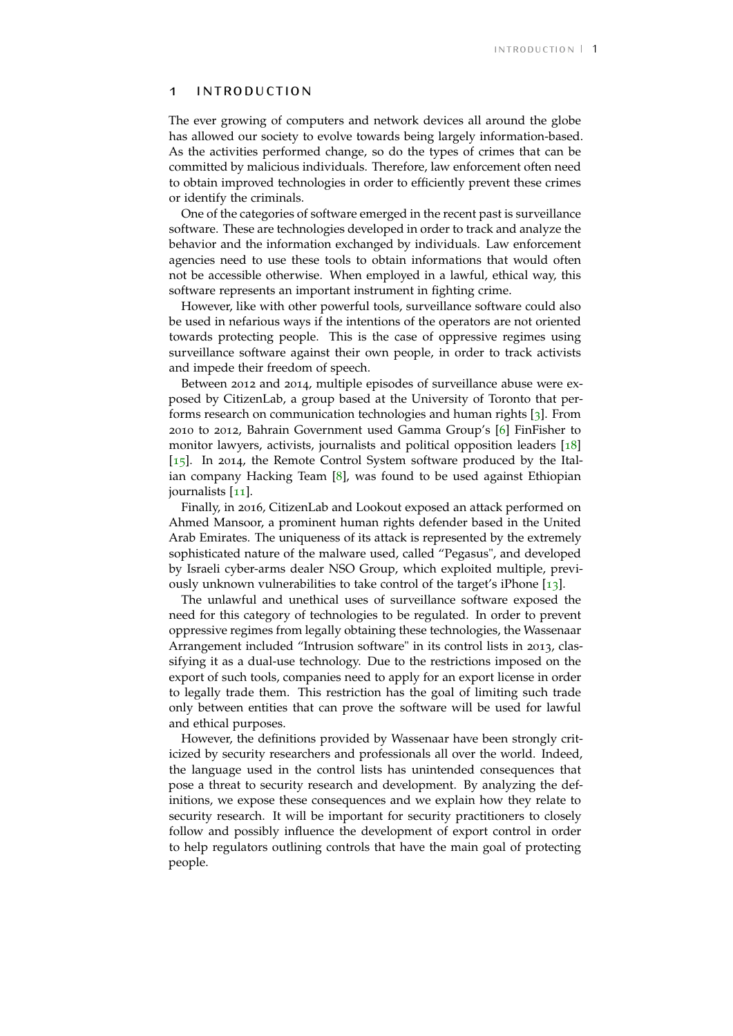# 1 INTRODUCTION

The ever growing of computers and network devices all around the globe has allowed our society to evolve towards being largely information-based. As the activities performed change, so do the types of crimes that can be committed by malicious individuals. Therefore, law enforcement often need to obtain improved technologies in order to efficiently prevent these crimes or identify the criminals.

One of the categories of software emerged in the recent past is surveillance software. These are technologies developed in order to track and analyze the behavior and the information exchanged by individuals. Law enforcement agencies need to use these tools to obtain informations that would often not be accessible otherwise. When employed in a lawful, ethical way, this software represents an important instrument in fighting crime.

However, like with other powerful tools, surveillance software could also be used in nefarious ways if the intentions of the operators are not oriented towards protecting people. This is the case of oppressive regimes using surveillance software against their own people, in order to track activists and impede their freedom of speech.

Between 2012 and 2014, multiple episodes of surveillance abuse were exposed by CitizenLab, a group based at the University of Toronto that performs research on communication technologies and human rights [3]. From 2010 to 2012, Bahrain Government used Gamma Group's [6] FinFisher to monitor lawyers, activists, journalists and political opposition leaders [18] [15]. In 2014, the Remote Control System software produced by the Italian company Hacking Team [8], was found to be used against Ethiopian journalists [11].

Finally, in 2016, CitizenLab and Lookout exposed an attack performed on Ahmed Mansoor, a prominent human rights defender based in the United Arab Emirates. The uniqueness of its attack is represented by the extremely sophisticated nature of the malware used, called "Pegasus", and developed by Israeli cyber-arms dealer NSO Group, which exploited multiple, previously unknown vulnerabilities to take control of the target's iPhone [13].

The unlawful and unethical uses of surveillance software exposed the need for this category of technologies to be regulated. In order to prevent oppressive regimes from legally obtaining these technologies, the Wassenaar Arrangement included "Intrusion software" in its control lists in 2013, classifying it as a dual-use technology. Due to the restrictions imposed on the export of such tools, companies need to apply for an export license in order to legally trade them. This restriction has the goal of limiting such trade only between entities that can prove the software will be used for lawful and ethical purposes.

However, the definitions provided by Wassenaar have been strongly criticized by security researchers and professionals all over the world. Indeed, the language used in the control lists has unintended consequences that pose a threat to security research and development. By analyzing the definitions, we expose these consequences and we explain how they relate to security research. It will be important for security practitioners to closely follow and possibly influence the development of export control in order to help regulators outlining controls that have the main goal of protecting people.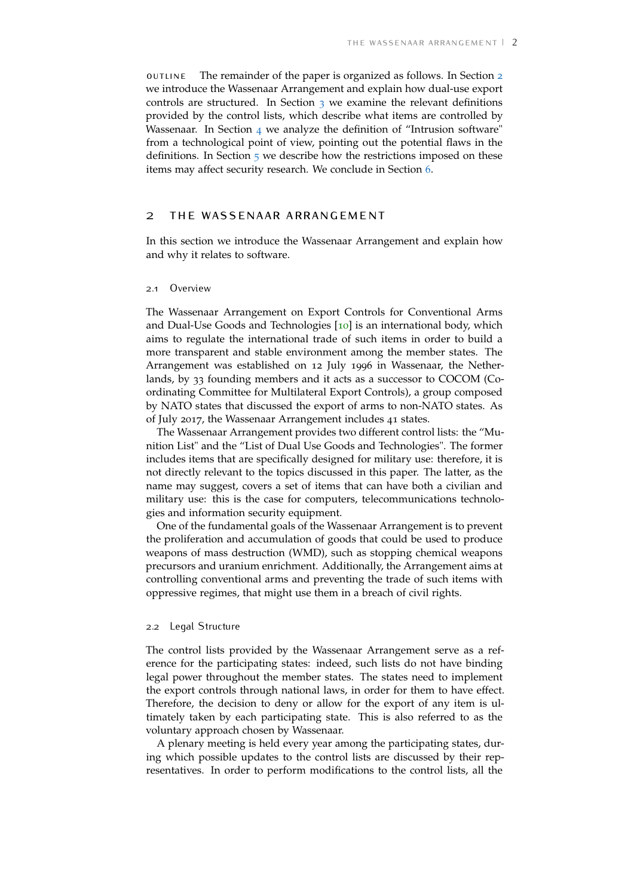**OUTLINE** The remainder of the paper is organized as follows. In Section 2 we introduce the Wassenaar Arrangement and explain how dual-use export controls are structured. In Section 3 we examine the relevant definitions provided by the control lists, which describe what items are controlled by Wassenaar. In Section 4 we analyze the definition of "Intrusion software" from a technological point of view, pointing out the potential flaws in the definitions. In Section 5 we describe how the restrictions imposed on these items may affect security research. We conclude in Section 6.

## 2 THE WASSENAAR ARRANGEMENT

In this section we introduce the Wassenaar Arrangement and explain how and why it relates to software.

### 2.1 Overview

The Wassenaar Arrangement on Export Controls for Conventional Arms and Dual-Use Goods and Technologies [10] is an international body, which aims to regulate the international trade of such items in order to build a more transparent and stable environment among the member states. The Arrangement was established on 12 July 1996 in Wassenaar, the Netherlands, by 33 founding members and it acts as a successor to COCOM (Coordinating Committee for Multilateral Export Controls), a group composed by NATO states that discussed the export of arms to non-NATO states. As of July 2017, the Wassenaar Arrangement includes 41 states.

The Wassenaar Arrangement provides two different control lists: the "Munition List" and the "List of Dual Use Goods and Technologies". The former includes items that are specifically designed for military use: therefore, it is not directly relevant to the topics discussed in this paper. The latter, as the name may suggest, covers a set of items that can have both a civilian and military use: this is the case for computers, telecommunications technologies and information security equipment.

One of the fundamental goals of the Wassenaar Arrangement is to prevent the proliferation and accumulation of goods that could be used to produce weapons of mass destruction (WMD), such as stopping chemical weapons precursors and uranium enrichment. Additionally, the Arrangement aims at controlling conventional arms and preventing the trade of such items with oppressive regimes, that might use them in a breach of civil rights.

### 2.2 Legal Structure

The control lists provided by the Wassenaar Arrangement serve as a reference for the participating states: indeed, such lists do not have binding legal power throughout the member states. The states need to implement the export controls through national laws, in order for them to have effect. Therefore, the decision to deny or allow for the export of any item is ultimately taken by each participating state. This is also referred to as the voluntary approach chosen by Wassenaar.

A plenary meeting is held every year among the participating states, during which possible updates to the control lists are discussed by their representatives. In order to perform modifications to the control lists, all the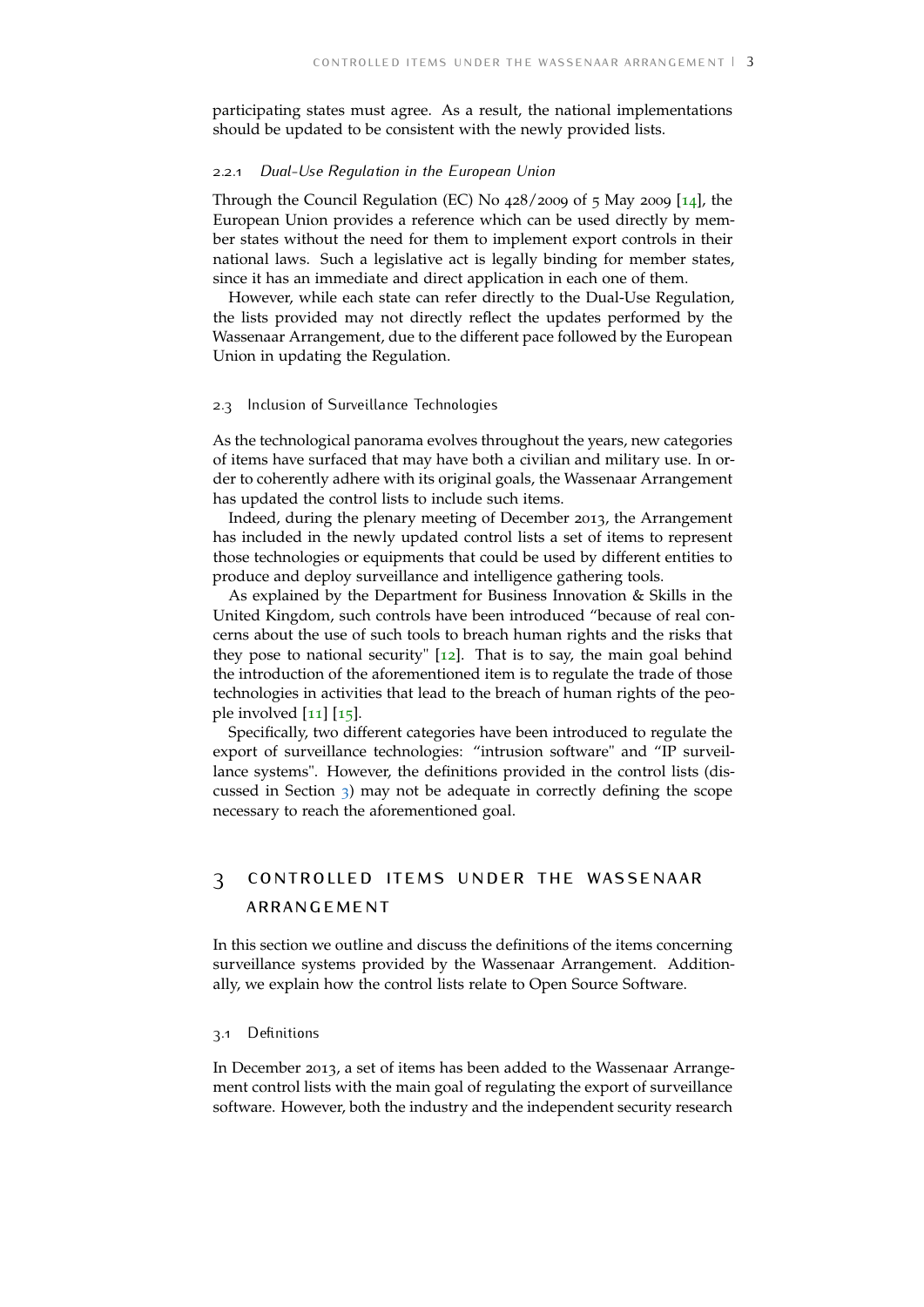participating states must agree. As a result, the national implementations should be updated to be consistent with the newly provided lists.

#### 2.2.1 *Dual-Use Regulation in the European Union*

Through the Council Regulation (EC) No 428/2009 of 5 May 2009 [14], the European Union provides a reference which can be used directly by member states without the need for them to implement export controls in their national laws. Such a legislative act is legally binding for member states, since it has an immediate and direct application in each one of them.

However, while each state can refer directly to the Dual-Use Regulation, the lists provided may not directly reflect the updates performed by the Wassenaar Arrangement, due to the different pace followed by the European Union in updating the Regulation.

### 2.3 Inclusion of Surveillance Technologies

As the technological panorama evolves throughout the years, new categories of items have surfaced that may have both a civilian and military use. In order to coherently adhere with its original goals, the Wassenaar Arrangement has updated the control lists to include such items.

Indeed, during the plenary meeting of December 2013, the Arrangement has included in the newly updated control lists a set of items to represent those technologies or equipments that could be used by different entities to produce and deploy surveillance and intelligence gathering tools.

As explained by the Department for Business Innovation & Skills in the United Kingdom, such controls have been introduced "because of real concerns about the use of such tools to breach human rights and the risks that they pose to national security" [12]. That is to say, the main goal behind the introduction of the aforementioned item is to regulate the trade of those technologies in activities that lead to the breach of human rights of the people involved [11] [15].

Specifically, two different categories have been introduced to regulate the export of surveillance technologies: "intrusion software" and "IP surveillance systems". However, the definitions provided in the control lists (discussed in Section 3) may not be adequate in correctly defining the scope necessary to reach the aforementioned goal.

# 3 CONTROLLED ITEMS UNDER THE WASSENAAR ARRANGEMENT

In this section we outline and discuss the definitions of the items concerning surveillance systems provided by the Wassenaar Arrangement. Additionally, we explain how the control lists relate to Open Source Software.

## 3.1 Definitions

In December 2013, a set of items has been added to the Wassenaar Arrangement control lists with the main goal of regulating the export of surveillance software. However, both the industry and the independent security research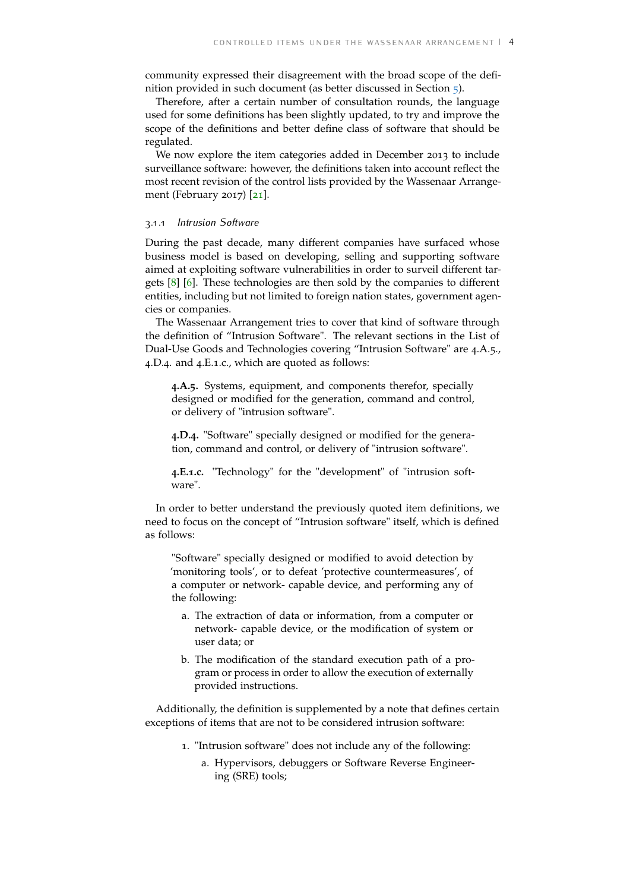community expressed their disagreement with the broad scope of the definition provided in such document (as better discussed in Section 5).

Therefore, after a certain number of consultation rounds, the language used for some definitions has been slightly updated, to try and improve the scope of the definitions and better define class of software that should be regulated.

We now explore the item categories added in December 2013 to include surveillance software: however, the definitions taken into account reflect the most recent revision of the control lists provided by the Wassenaar Arrangement (February 2017) [21].

### 3.1.1 *Intrusion Software*

During the past decade, many different companies have surfaced whose business model is based on developing, selling and supporting software aimed at exploiting software vulnerabilities in order to surveil different targets [8] [6]. These technologies are then sold by the companies to different entities, including but not limited to foreign nation states, government agencies or companies.

The Wassenaar Arrangement tries to cover that kind of software through the definition of "Intrusion Software". The relevant sections in the List of Dual-Use Goods and Technologies covering "Intrusion Software" are 4.A.5., 4.D.4. and 4.E.1.c., which are quoted as follows:

> **4.A.5.** Systems, equipment, and components therefor, specially designed or modified for the generation, command and control, or delivery of "intrusion software".
>
> **4.D.4.** "Software" specially designed or modified for the generation, command and control, or delivery of "intrusion software".
>
> **4.E.1.c.** "Technology" for the "development" of "intrusion software".

In order to better understand the previously quoted item definitions, we need to focus on the concept of "Intrusion software" itself, which is defined as follows:

> "Software" specially designed or modified to avoid detection by 'monitoring tools', or to defeat 'protective countermeasures', of a computer or network- capable device, and performing any of the following:
>
> a. The extraction of data or information, from a computer or network- capable device, or the modification of system or user data; or
>
> b. The modification of the standard execution path of a program or process in order to allow the execution of externally provided instructions.

Additionally, the definition is supplemented by a note that defines certain exceptions of items that are not to be considered intrusion software:

> 1. "Intrusion software" does not include any of the following:
>    a. Hypervisors, debuggers or Software Reverse Engineering (SRE) tools;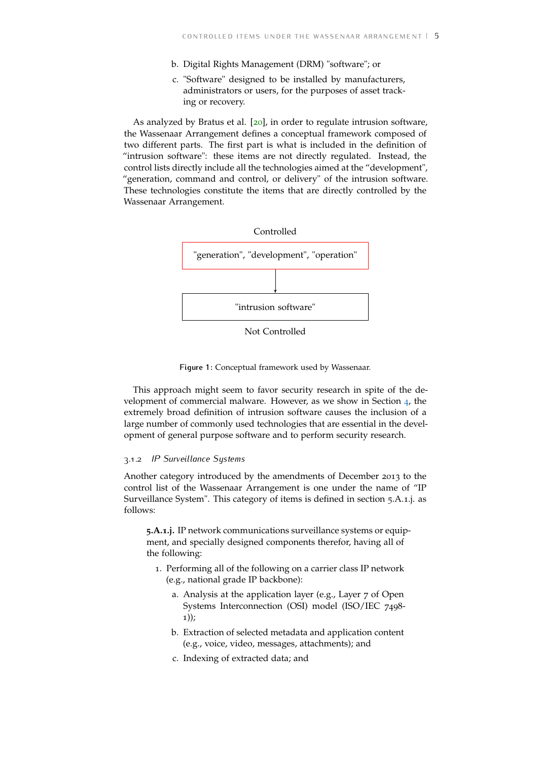b. Digital Rights Management (DRM) "software"; or

c. "Software" designed to be installed by manufacturers, administrators or users, for the purposes of asset tracking or recovery.

As analyzed by Bratus et al. [20], in order to regulate intrusion software, the Wassenaar Arrangement defines a conceptual framework composed of two different parts. The first part is what is included in the definition of "intrusion software": these items are not directly regulated. Instead, the control lists directly include all the technologies aimed at the "development", "generation, command and control, or delivery" of the intrusion software. These technologies constitute the items that are directly controlled by the Wassenaar Arrangement.

Controlled

"generation", "development", "operation"

"intrusion software"

Not Controlled

**Figure 1:** Conceptual framework used by Wassenaar.

This approach might seem to favor security research in spite of the development of commercial malware. However, as we show in Section 4, the extremely broad definition of intrusion software causes the inclusion of a large number of commonly used technologies that are essential in the development of general purpose software and to perform security research.

### 3.1.2 *IP Surveillance Systems*

Another category introduced by the amendments of December 2013 to the control list of the Wassenaar Arrangement is one under the name of "IP Surveillance System". This category of items is defined in section 5.A.1.j. as follows:

> **5.A.1.j.** IP network communications surveillance systems or equipment, and specially designed components therefor, having all of the following:
>
> 1. Performing all of the following on a carrier class IP network (e.g., national grade IP backbone):
>    a. Analysis at the application layer (e.g., Layer 7 of Open Systems Interconnection (OSI) model (ISO/IEC 7498-1));
>    b. Extraction of selected metadata and application content (e.g., voice, video, messages, attachments); and
>    c. Indexing of extracted data; and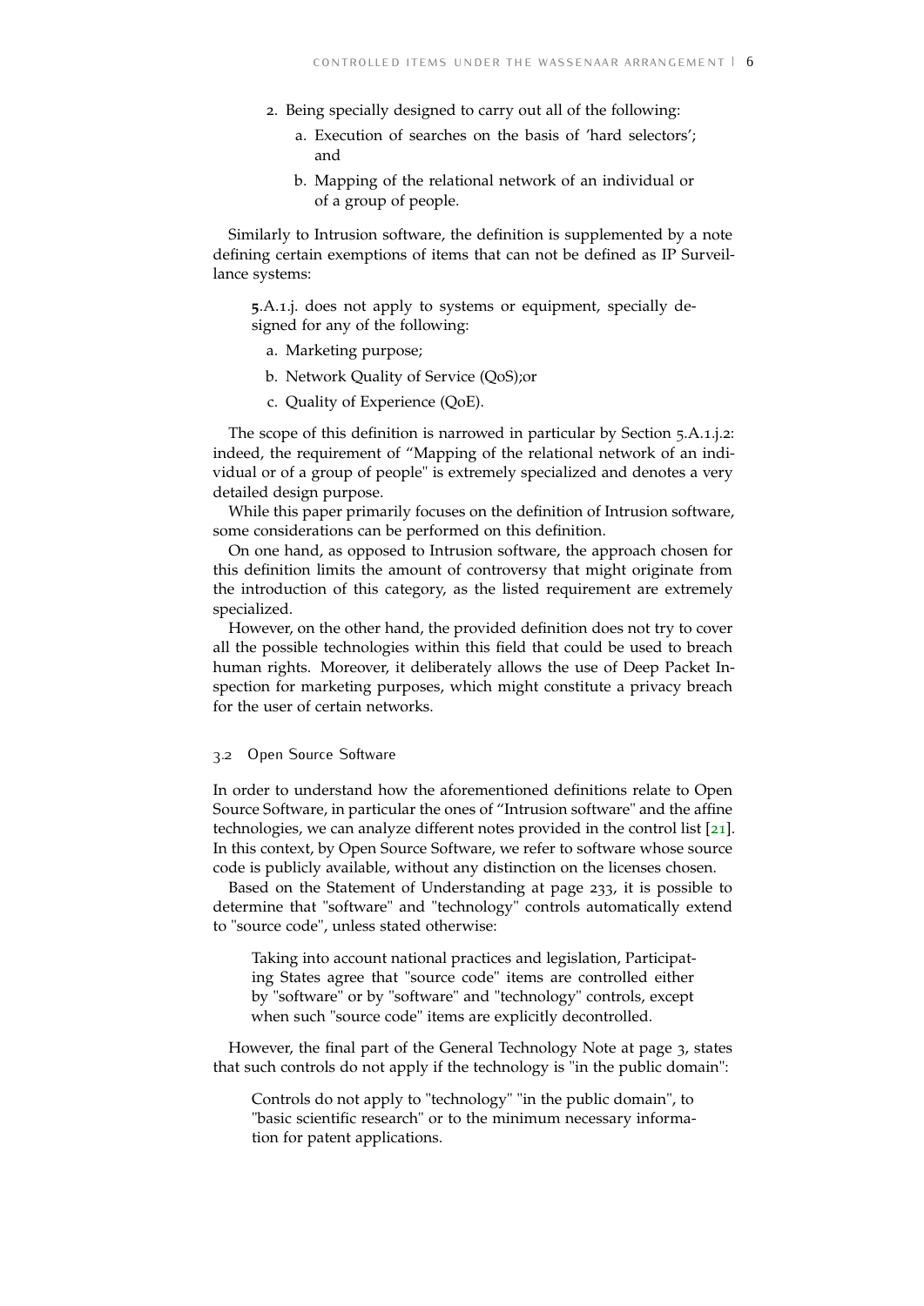2. Being specially designed to carry out all of the following:
   a. Execution of searches on the basis of 'hard selectors'; and
   b. Mapping of the relational network of an individual or of a group of people.

Similarly to Intrusion software, the definition is supplemented by a note defining certain exemptions of items that can not be defined as IP Surveillance systems:

> **5**.A.1.j. does not apply to systems or equipment, specially designed for any of the following:
>
> a. Marketing purpose;
>
> b. Network Quality of Service (QoS);or
>
> c. Quality of Experience (QoE).

The scope of this definition is narrowed in particular by Section 5.A.1.j.2: indeed, the requirement of "Mapping of the relational network of an individual or of a group of people" is extremely specialized and denotes a very detailed design purpose.

While this paper primarily focuses on the definition of Intrusion software, some considerations can be performed on this definition.

On one hand, as opposed to Intrusion software, the approach chosen for this definition limits the amount of controversy that might originate from the introduction of this category, as the listed requirement are extremely specialized.

However, on the other hand, the provided definition does not try to cover all the possible technologies within this field that could be used to breach human rights. Moreover, it deliberately allows the use of Deep Packet Inspection for marketing purposes, which might constitute a privacy breach for the user of certain networks.

### 3.2 Open Source Software

In order to understand how the aforementioned definitions relate to Open Source Software, in particular the ones of "Intrusion software" and the affine technologies, we can analyze different notes provided in the control list [21]. In this context, by Open Source Software, we refer to software whose source code is publicly available, without any distinction on the licenses chosen.

Based on the Statement of Understanding at page 233, it is possible to determine that "software" and "technology" controls automatically extend to "source code", unless stated otherwise:

> Taking into account national practices and legislation, Participating States agree that "source code" items are controlled either by "software" or by "software" and "technology" controls, except when such "source code" items are explicitly decontrolled.

However, the final part of the General Technology Note at page 3, states that such controls do not apply if the technology is "in the public domain":

> Controls do not apply to "technology" "in the public domain", to "basic scientific research" or to the minimum necessary information for patent applications.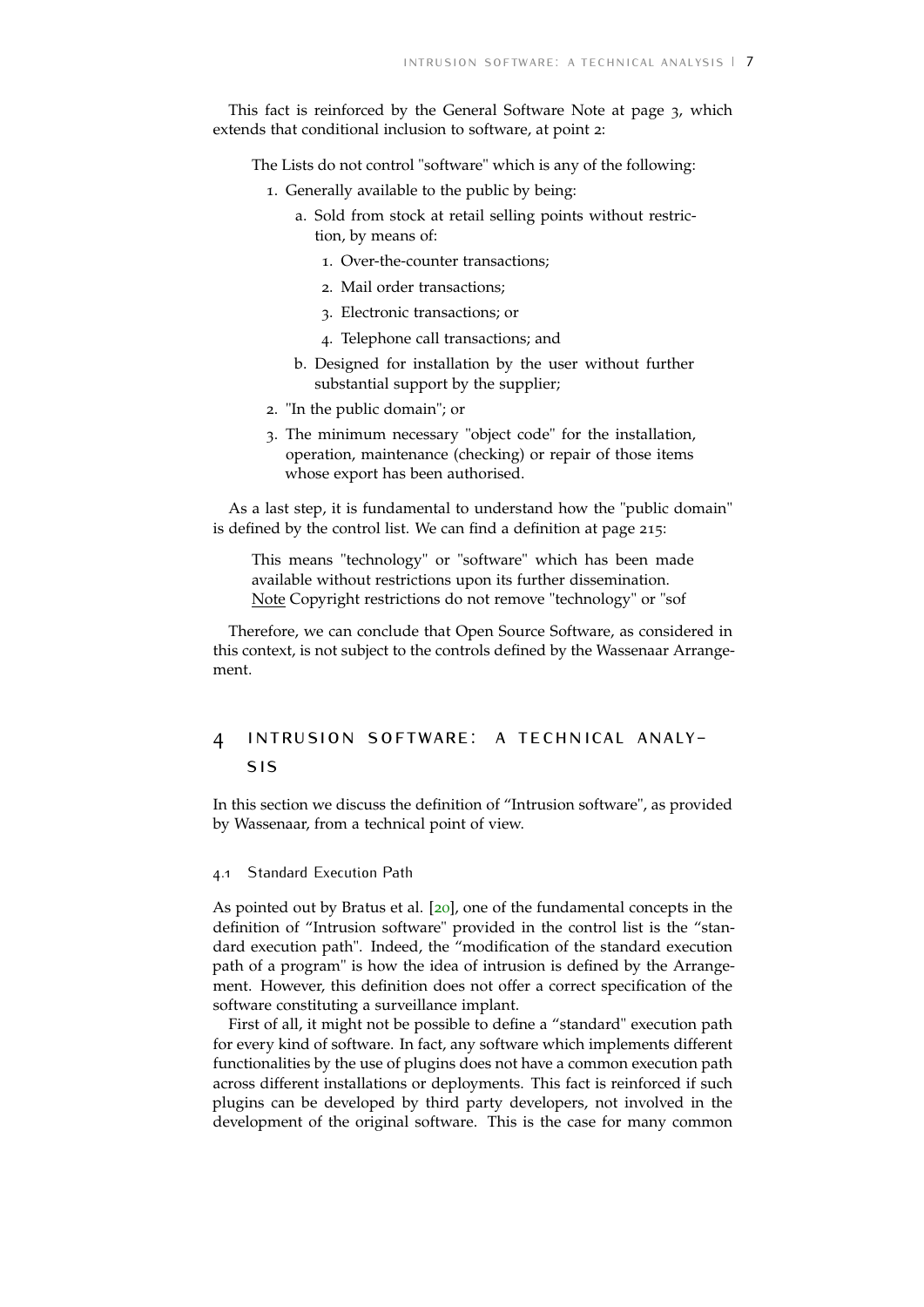This fact is reinforced by the General Software Note at page 3, which extends that conditional inclusion to software, at point 2:

> The Lists do not control "software" which is any of the following:
>
> 1. Generally available to the public by being:
>    a. Sold from stock at retail selling points without restriction, by means of:
>       1. Over-the-counter transactions;
>       2. Mail order transactions;
>       3. Electronic transactions; or
>       4. Telephone call transactions; and
>
>    b. Designed for installation by the user without further substantial support by the supplier;
> 2. "In the public domain"; or
> 3. The minimum necessary "object code" for the installation, operation, maintenance (checking) or repair of those items whose export has been authorised.

As a last step, it is fundamental to understand how the "public domain" is defined by the control list. We can find a definition at page 215:

> This means "technology" or "software" which has been made available without restrictions upon its further dissemination.
> Note Copyright restrictions do not remove "technology" or "sof

Therefore, we can conclude that Open Source Software, as considered in this context, is not subject to the controls defined by the Wassenaar Arrangement.

## 4 INTRUSION SOFTWARE: A TECHNICAL ANALYSIS

In this section we discuss the definition of "Intrusion software", as provided by Wassenaar, from a technical point of view.

### 4.1 Standard Execution Path

As pointed out by Bratus et al. [20], one of the fundamental concepts in the definition of "Intrusion software" provided in the control list is the "standard execution path". Indeed, the "modification of the standard execution path of a program" is how the idea of intrusion is defined by the Arrangement. However, this definition does not offer a correct specification of the software constituting a surveillance implant.

First of all, it might not be possible to define a "standard" execution path for every kind of software. In fact, any software which implements different functionalities by the use of plugins does not have a common execution path across different installations or deployments. This fact is reinforced if such plugins can be developed by third party developers, not involved in the development of the original software. This is the case for many common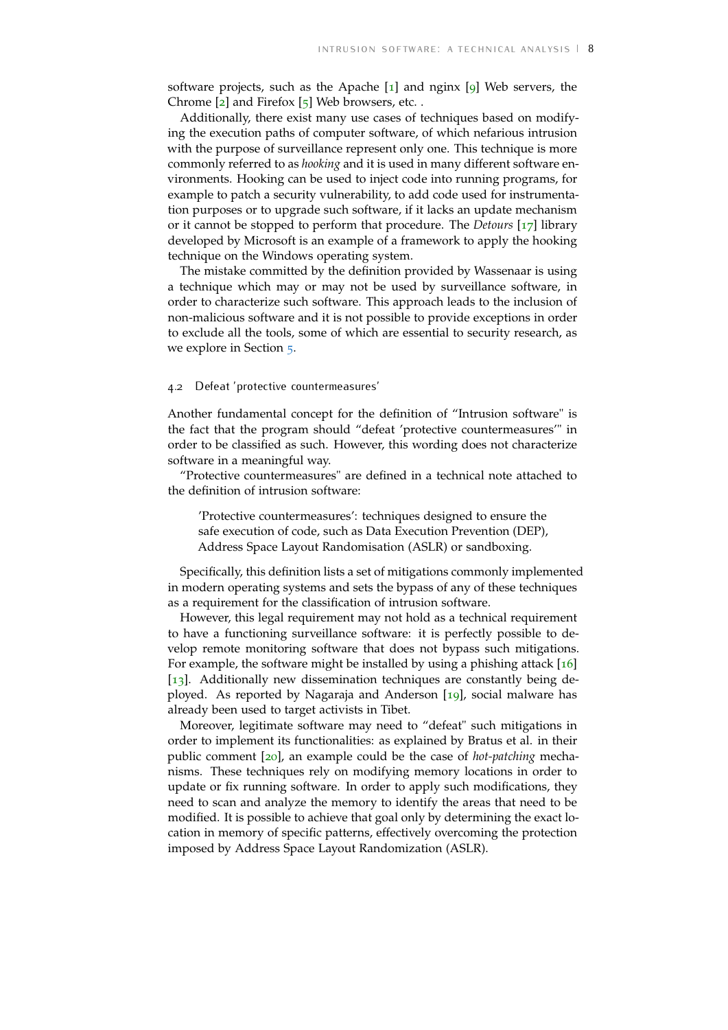software projects, such as the Apache [1] and nginx [9] Web servers, the Chrome [2] and Firefox [5] Web browsers, etc. .

Additionally, there exist many use cases of techniques based on modifying the execution paths of computer software, of which nefarious intrusion with the purpose of surveillance represent only one. This technique is more commonly referred to as *hooking* and it is used in many different software environments. Hooking can be used to inject code into running programs, for example to patch a security vulnerability, to add code used for instrumentation purposes or to upgrade such software, if it lacks an update mechanism or it cannot be stopped to perform that procedure. The *Detours* [17] library developed by Microsoft is an example of a framework to apply the hooking technique on the Windows operating system.

The mistake committed by the definition provided by Wassenaar is using a technique which may or may not be used by surveillance software, in order to characterize such software. This approach leads to the inclusion of non-malicious software and it is not possible to provide exceptions in order to exclude all the tools, some of which are essential to security research, as we explore in Section 5.

### 4.2 Defeat 'protective countermeasures'

Another fundamental concept for the definition of "Intrusion software" is the fact that the program should "defeat 'protective countermeasures'" in order to be classified as such. However, this wording does not characterize software in a meaningful way.

"Protective countermeasures" are defined in a technical note attached to the definition of intrusion software:

> 'Protective countermeasures': techniques designed to ensure the safe execution of code, such as Data Execution Prevention (DEP), Address Space Layout Randomisation (ASLR) or sandboxing.

Specifically, this definition lists a set of mitigations commonly implemented in modern operating systems and sets the bypass of any of these techniques as a requirement for the classification of intrusion software.

However, this legal requirement may not hold as a technical requirement to have a functioning surveillance software: it is perfectly possible to develop remote monitoring software that does not bypass such mitigations. For example, the software might be installed by using a phishing attack [16] [13]. Additionally new dissemination techniques are constantly being deployed. As reported by Nagaraja and Anderson [19], social malware has already been used to target activists in Tibet.

Moreover, legitimate software may need to "defeat" such mitigations in order to implement its functionalities: as explained by Bratus et al. in their public comment [20], an example could be the case of *hot-patching* mechanisms. These techniques rely on modifying memory locations in order to update or fix running software. In order to apply such modifications, they need to scan and analyze the memory to identify the areas that need to be modified. It is possible to achieve that goal only by determining the exact location in memory of specific patterns, effectively overcoming the protection imposed by Address Space Layout Randomization (ASLR).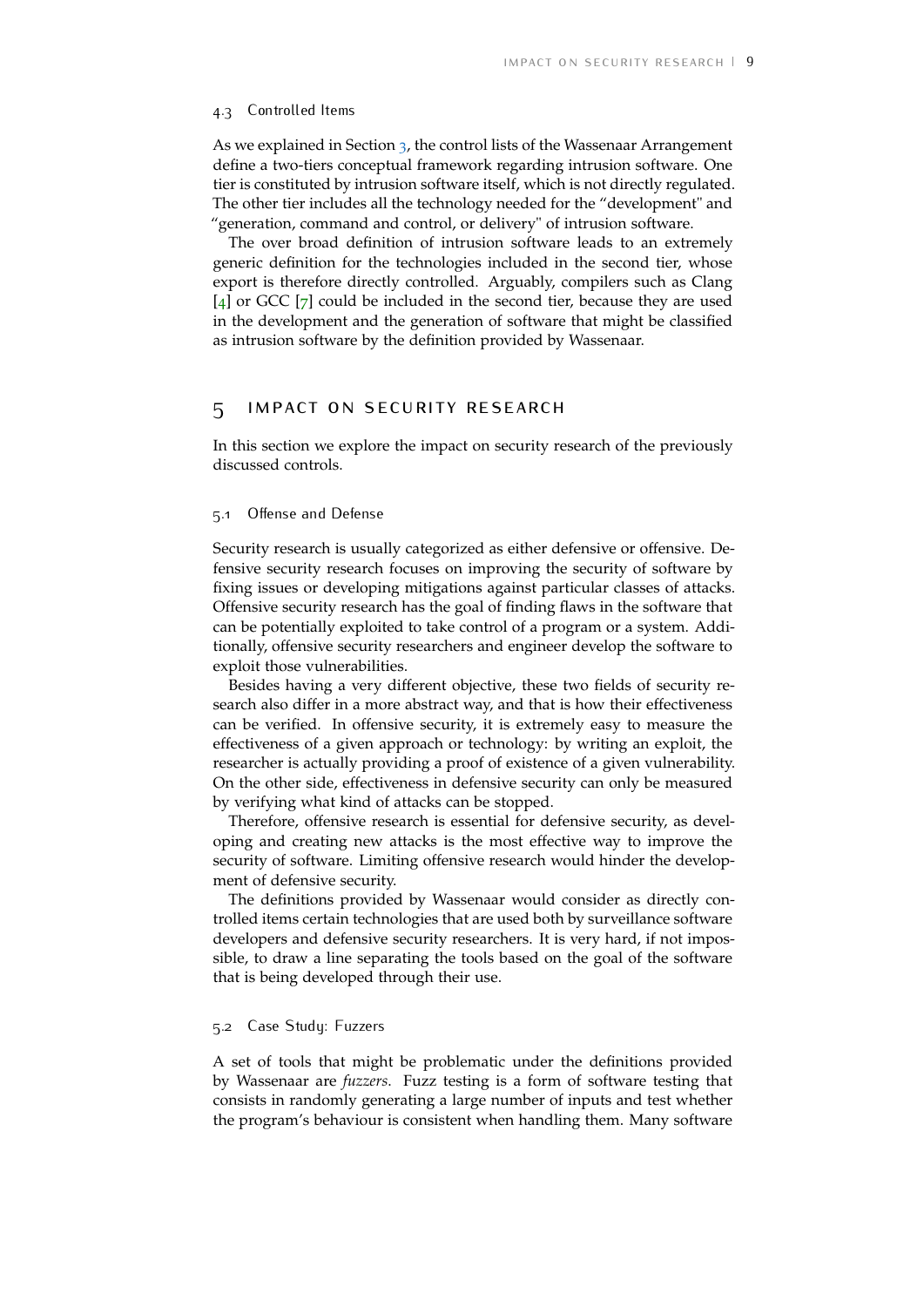### 4.3 Controlled Items

As we explained in Section 3, the control lists of the Wassenaar Arrangement define a two-tiers conceptual framework regarding intrusion software. One tier is constituted by intrusion software itself, which is not directly regulated. The other tier includes all the technology needed for the "development" and "generation, command and control, or delivery" of intrusion software.

The over broad definition of intrusion software leads to an extremely generic definition for the technologies included in the second tier, whose export is therefore directly controlled. Arguably, compilers such as Clang [4] or GCC [7] could be included in the second tier, because they are used in the development and the generation of software that might be classified as intrusion software by the definition provided by Wassenaar.

## 5 IMPACT ON SECURITY RESEARCH

In this section we explore the impact on security research of the previously discussed controls.

### 5.1 Offense and Defense

Security research is usually categorized as either defensive or offensive. Defensive security research focuses on improving the security of software by fixing issues or developing mitigations against particular classes of attacks. Offensive security research has the goal of finding flaws in the software that can be potentially exploited to take control of a program or a system. Additionally, offensive security researchers and engineer develop the software to exploit those vulnerabilities.

Besides having a very different objective, these two fields of security research also differ in a more abstract way, and that is how their effectiveness can be verified. In offensive security, it is extremely easy to measure the effectiveness of a given approach or technology: by writing an exploit, the researcher is actually providing a proof of existence of a given vulnerability. On the other side, effectiveness in defensive security can only be measured by verifying what kind of attacks can be stopped.

Therefore, offensive research is essential for defensive security, as developing and creating new attacks is the most effective way to improve the security of software. Limiting offensive research would hinder the development of defensive security.

The definitions provided by Wassenaar would consider as directly controlled items certain technologies that are used both by surveillance software developers and defensive security researchers. It is very hard, if not impossible, to draw a line separating the tools based on the goal of the software that is being developed through their use.

### 5.2 Case Study: Fuzzers

A set of tools that might be problematic under the definitions provided by Wassenaar are *fuzzers*. Fuzz testing is a form of software testing that consists in randomly generating a large number of inputs and test whether the program's behaviour is consistent when handling them. Many software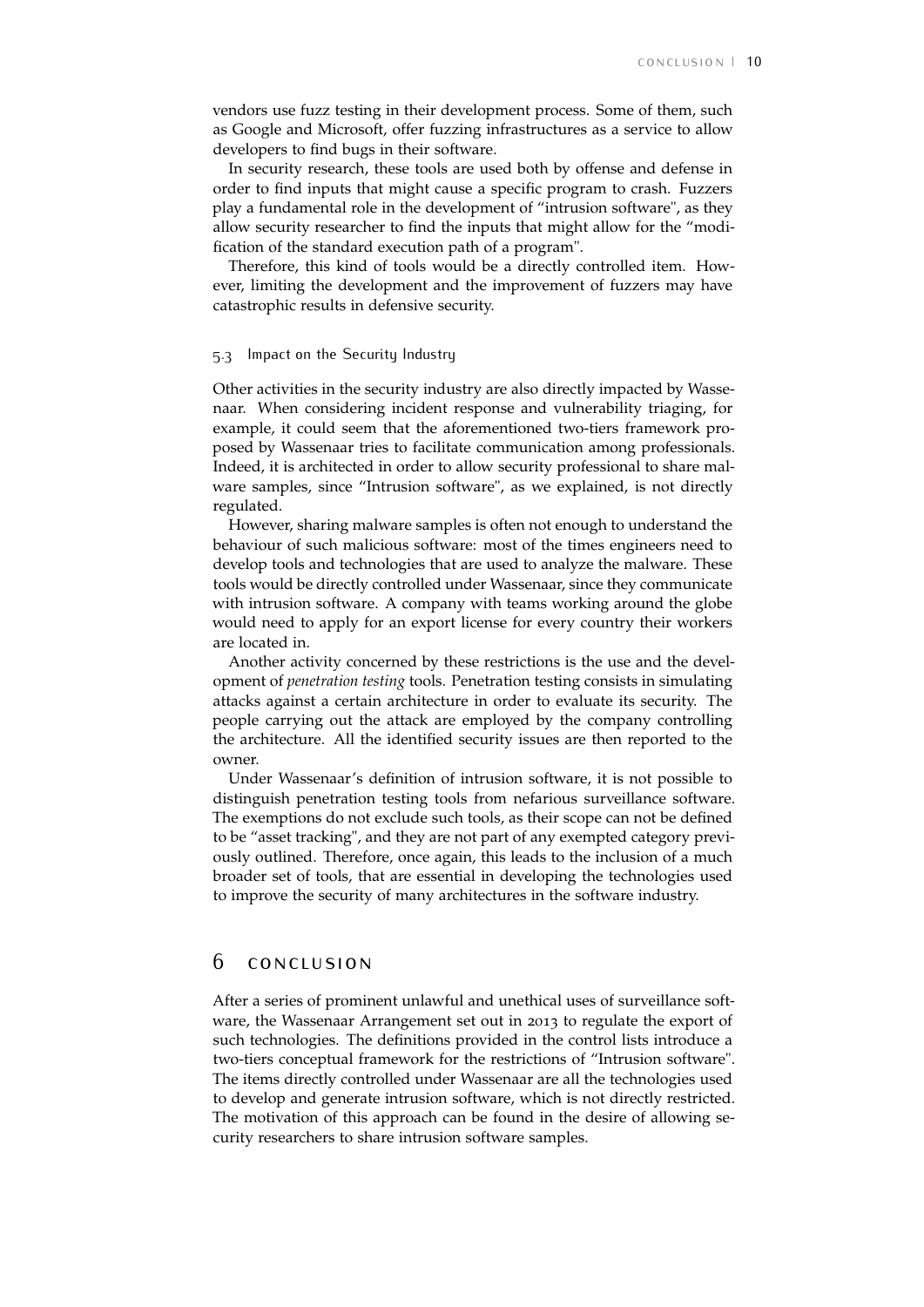vendors use fuzz testing in their development process. Some of them, such as Google and Microsoft, offer fuzzing infrastructures as a service to allow developers to find bugs in their software.

In security research, these tools are used both by offense and defense in order to find inputs that might cause a specific program to crash. Fuzzers play a fundamental role in the development of "intrusion software", as they allow security researcher to find the inputs that might allow for the "modification of the standard execution path of a program".

Therefore, this kind of tools would be a directly controlled item. However, limiting the development and the improvement of fuzzers may have catastrophic results in defensive security.

### 5.3 Impact on the Security Industry

Other activities in the security industry are also directly impacted by Wassenaar. When considering incident response and vulnerability triaging, for example, it could seem that the aforementioned two-tiers framework proposed by Wassenaar tries to facilitate communication among professionals. Indeed, it is architected in order to allow security professional to share malware samples, since "Intrusion software", as we explained, is not directly regulated.

However, sharing malware samples is often not enough to understand the behaviour of such malicious software: most of the times engineers need to develop tools and technologies that are used to analyze the malware. These tools would be directly controlled under Wassenaar, since they communicate with intrusion software. A company with teams working around the globe would need to apply for an export license for every country their workers are located in.

Another activity concerned by these restrictions is the use and the development of *penetration testing* tools. Penetration testing consists in simulating attacks against a certain architecture in order to evaluate its security. The people carrying out the attack are employed by the company controlling the architecture. All the identified security issues are then reported to the owner.

Under Wassenaar's definition of intrusion software, it is not possible to distinguish penetration testing tools from nefarious surveillance software. The exemptions do not exclude such tools, as their scope can not be defined to be "asset tracking", and they are not part of any exempted category previously outlined. Therefore, once again, this leads to the inclusion of a much broader set of tools, that are essential in developing the technologies used to improve the security of many architectures in the software industry.

## 6 CONCLUSION

After a series of prominent unlawful and unethical uses of surveillance software, the Wassenaar Arrangement set out in 2013 to regulate the export of such technologies. The definitions provided in the control lists introduce a two-tiers conceptual framework for the restrictions of "Intrusion software". The items directly controlled under Wassenaar are all the technologies used to develop and generate intrusion software, which is not directly restricted. The motivation of this approach can be found in the desire of allowing security researchers to share intrusion software samples.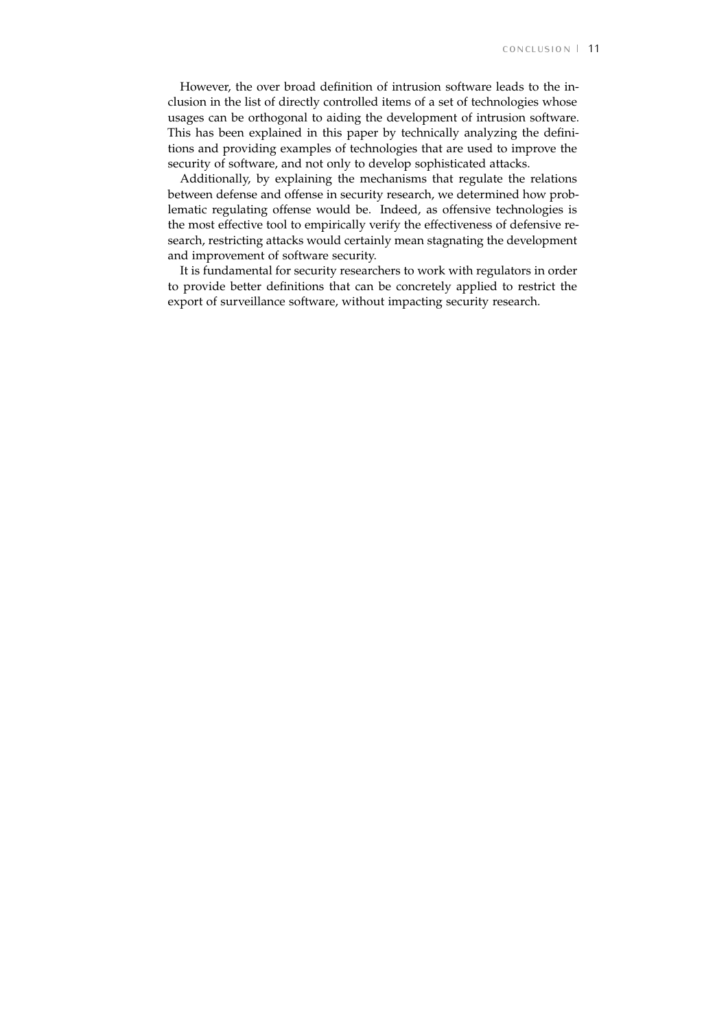However, the over broad definition of intrusion software leads to the inclusion in the list of directly controlled items of a set of technologies whose usages can be orthogonal to aiding the development of intrusion software. This has been explained in this paper by technically analyzing the definitions and providing examples of technologies that are used to improve the security of software, and not only to develop sophisticated attacks.

Additionally, by explaining the mechanisms that regulate the relations between defense and offense in security research, we determined how problematic regulating offense would be. Indeed, as offensive technologies is the most effective tool to empirically verify the effectiveness of defensive research, restricting attacks would certainly mean stagnating the development and improvement of software security.

It is fundamental for security researchers to work with regulators in order to provide better definitions that can be concretely applied to restrict the export of surveillance software, without impacting security research.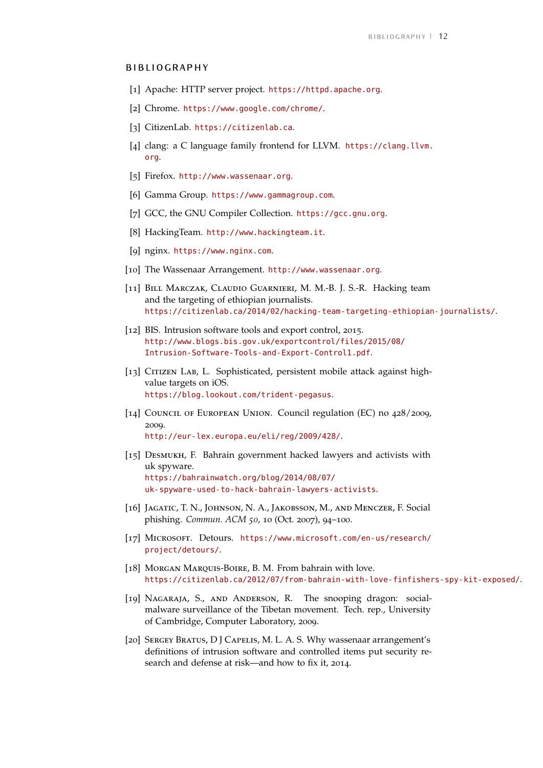# BIBLIOGRAPHY

[1] Apache: HTTP server project. https://httpd.apache.org.

[2] Chrome. https://www.google.com/chrome/.

[3] CitizenLab. https://citizenlab.ca.

[4] clang: a C language family frontend for LLVM. https://clang.llvm.org.

[5] Firefox. http://www.wassenaar.org.

[6] Gamma Group. https://www.gammagroup.com.

[7] GCC, the GNU Compiler Collection. https://gcc.gnu.org.

[8] HackingTeam. http://www.hackingteam.it.

[9] nginx. https://www.nginx.com.

[10] The Wassenaar Arrangement. http://www.wassenaar.org.

[11] Bill Marczak, Claudio Guarnieri, M. M.-B. J. S.-R. Hacking team and the targeting of ethiopian journalists. https://citizenlab.ca/2014/02/hacking-team-targeting-ethiopian-journalists/.

[12] BIS. Intrusion software tools and export control, 2015. http://www.blogs.bis.gov.uk/exportcontrol/files/2015/08/Intrusion-Software-Tools-and-Export-Control1.pdf.

[13] Citizen Lab, L. Sophisticated, persistent mobile attack against high-value targets on iOS. https://blog.lookout.com/trident-pegasus.

[14] Council of European Union. Council regulation (EC) no 428/2009, 2009. http://eur-lex.europa.eu/eli/reg/2009/428/.

[15] Desmukh, F. Bahrain government hacked lawyers and activists with uk spyware. https://bahrainwatch.org/blog/2014/08/07/uk-spyware-used-to-hack-bahrain-lawyers-activists.

[16] Jagatic, T. N., Johnson, N. A., Jakobsson, M., and Menczer, F. Social phishing. *Commun. ACM 50*, 10 (Oct. 2007), 94–100.

[17] Microsoft. Detours. https://www.microsoft.com/en-us/research/project/detours/.

[18] Morgan Marquis-Boire, B. M. From bahrain with love. https://citizenlab.ca/2012/07/from-bahrain-with-love-finfishers-spy-kit-exposed/.

[19] Nagaraja, S., and Anderson, R. The snooping dragon: social-malware surveillance of the Tibetan movement. Tech. rep., University of Cambridge, Computer Laboratory, 2009.

[20] Sergey Bratus, D J Capelis, M. L. A. S. Why wassenaar arrangement's definitions of intrusion software and controlled items put security research and defense at risk—and how to fix it, 2014.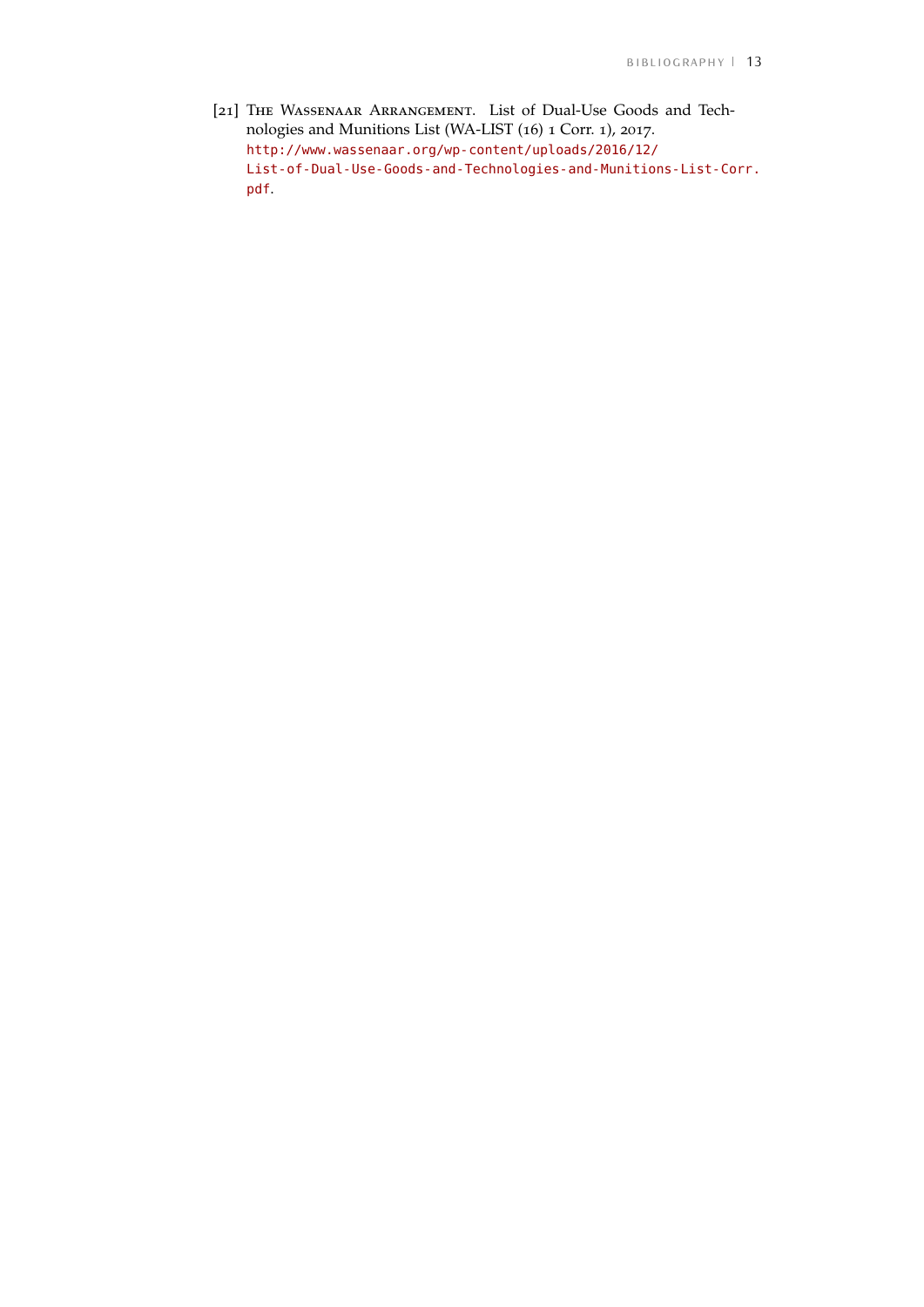[21] The Wassenaar Arrangement. List of Dual-Use Goods and Technologies and Munitions List (WA-LIST (16) 1 Corr. 1), 2017. http://www.wassenaar.org/wp-content/uploads/2016/12/List-of-Dual-Use-Goods-and-Technologies-and-Munitions-List-Corr.pdf.